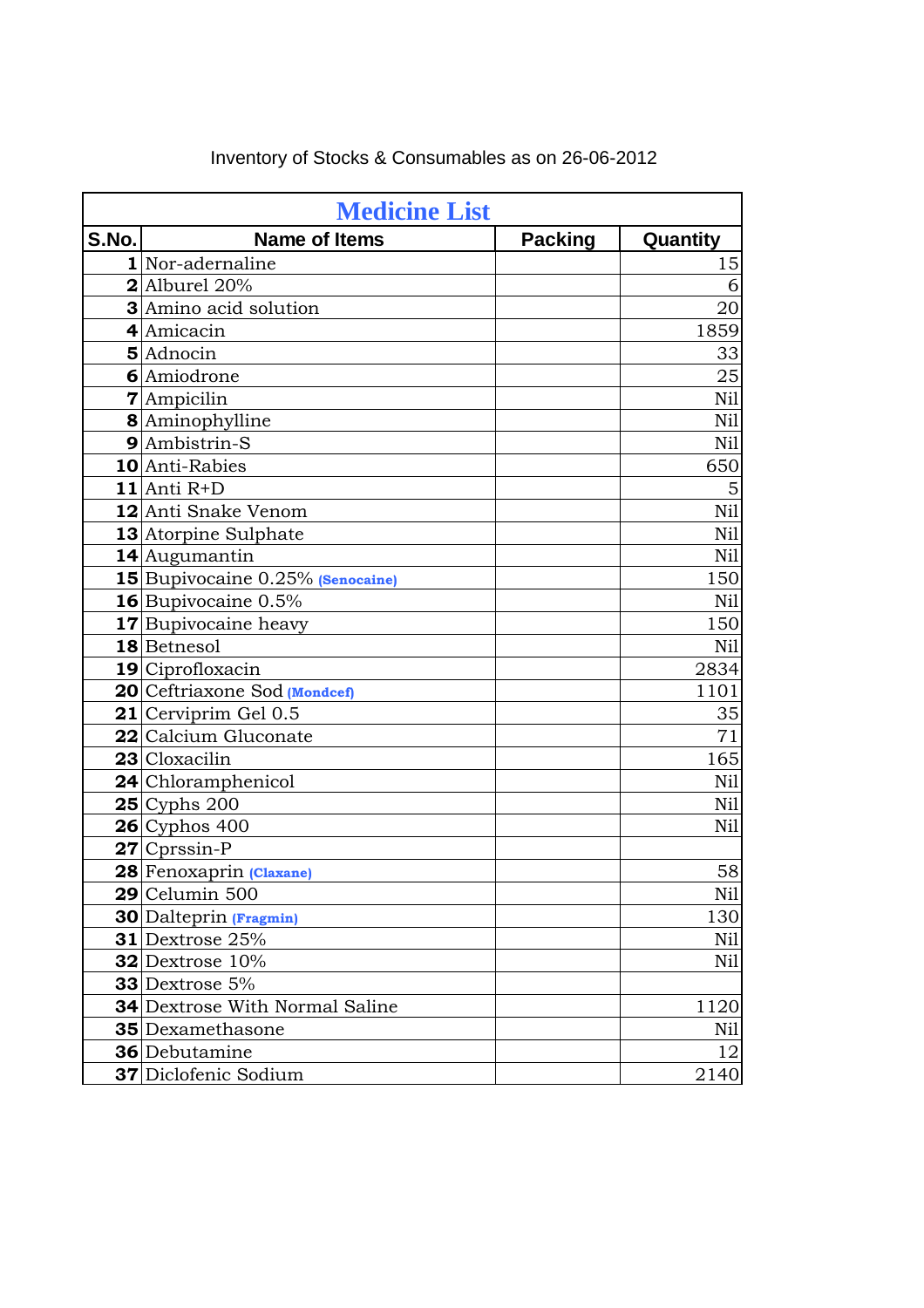Inventory of Stocks & Consumables as on 26-06-2012

| Medicine List | | | |
|---|---|---|---|
| **S.No.** | **Name of Items** | **Packing** | **Quantity** |
| **1** | Nor-adernaline | | 15 |
| **2** | Alburel 20% | | 6 |
| **3** | Amino acid solution | | 20 |
| **4** | Amicacin | | 1859 |
| **5** | Adnocin | | 33 |
| **6** | Amiodrone | | 25 |
| **7** | Ampicilin | | Nil |
| **8** | Aminophylline | | Nil |
| **9** | Ambistrin-S | | Nil |
| **10** | Anti-Rabies | | 650 |
| **11** | Anti R+D | | 5 |
| **12** | Anti Snake Venom | | Nil |
| **13** | Atorpine Sulphate | | Nil |
| **14** | Augumantin | | Nil |
| **15** | Bupivocaine 0.25% **(Senocaine)** | | 150 |
| **16** | Bupivocaine 0.5% | | Nil |
| **17** | Bupivocaine heavy | | 150 |
| **18** | Betnesol | | Nil |
| **19** | Ciprofloxacin | | 2834 |
| **20** | Ceftriaxone Sod **(Mondcef)** | | 1101 |
| **21** | Cerviprim Gel 0.5 | | 35 |
| **22** | Calcium Gluconate | | 71 |
| **23** | Cloxacilin | | 165 |
| **24** | Chloramphenicol | | Nil |
| **25** | Cyphs 200 | | Nil |
| **26** | Cyphos 400 | | Nil |
| **27** | Cprssin-P | | |
| **28** | Fenoxaprin **(Claxane)** | | 58 |
| **29** | Celumin 500 | | Nil |
| **30** | Dalteprin **(Fragmin)** | | 130 |
| **31** | Dextrose 25% | | Nil |
| **32** | Dextrose 10% | | Nil |
| **33** | Dextrose 5% | | |
| **34** | Dextrose With Normal Saline | | 1120 |
| **35** | Dexamethasone | | Nil |
| **36** | Debutamine | | 12 |
| **37** | Diclofenic Sodium | | 2140 |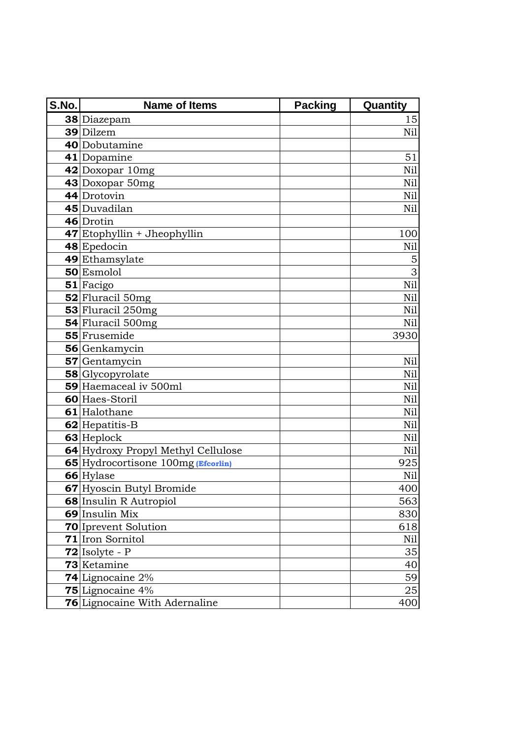| S.No. | Name of Items | Packing | Quantity |
|---|---|---|---|
| **38** | Diazepam | | 15 |
| **39** | Dilzem | | Nil |
| **40** | Dobutamine | | |
| **41** | Dopamine | | 51 |
| **42** | Doxopar 10mg | | Nil |
| **43** | Doxopar 50mg | | Nil |
| **44** | Drotovin | | Nil |
| **45** | Duvadilan | | Nil |
| **46** | Drotin | | |
| **47** | Etophyllin + Jheophyllin | | 100 |
| **48** | Epedocin | | Nil |
| **49** | Ethamsylate | | 5 |
| **50** | Esmolol | | 3 |
| **51** | Facigo | | Nil |
| **52** | Fluracil 50mg | | Nil |
| **53** | Fluracil 250mg | | Nil |
| **54** | Fluracil 500mg | | Nil |
| **55** | Frusemide | | 3930 |
| **56** | Genkamycin | | |
| **57** | Gentamycin | | Nil |
| **58** | Glycopyrolate | | Nil |
| **59** | Haemaceal iv 500ml | | Nil |
| **60** | Haes-Storil | | Nil |
| **61** | Halothane | | Nil |
| **62** | Hepatitis-B | | Nil |
| **63** | Heplock | | Nil |
| **64** | Hydroxy Propyl Methyl Cellulose | | Nil |
| **65** | Hydrocortisone 100mg **(Efcorlin)** | | 925 |
| **66** | Hylase | | Nil |
| **67** | Hyoscin Butyl Bromide | | 400 |
| **68** | Insulin R Autropiol | | 563 |
| **69** | Insulin Mix | | 830 |
| **70** | Iprevent Solution | | 618 |
| **71** | Iron Sornitol | | Nil |
| **72** | Isolyte - P | | 35 |
| **73** | Ketamine | | 40 |
| **74** | Lignocaine 2% | | 59 |
| **75** | Lignocaine 4% | | 25 |
| **76** | Lignocaine With Adernaline | | 400 |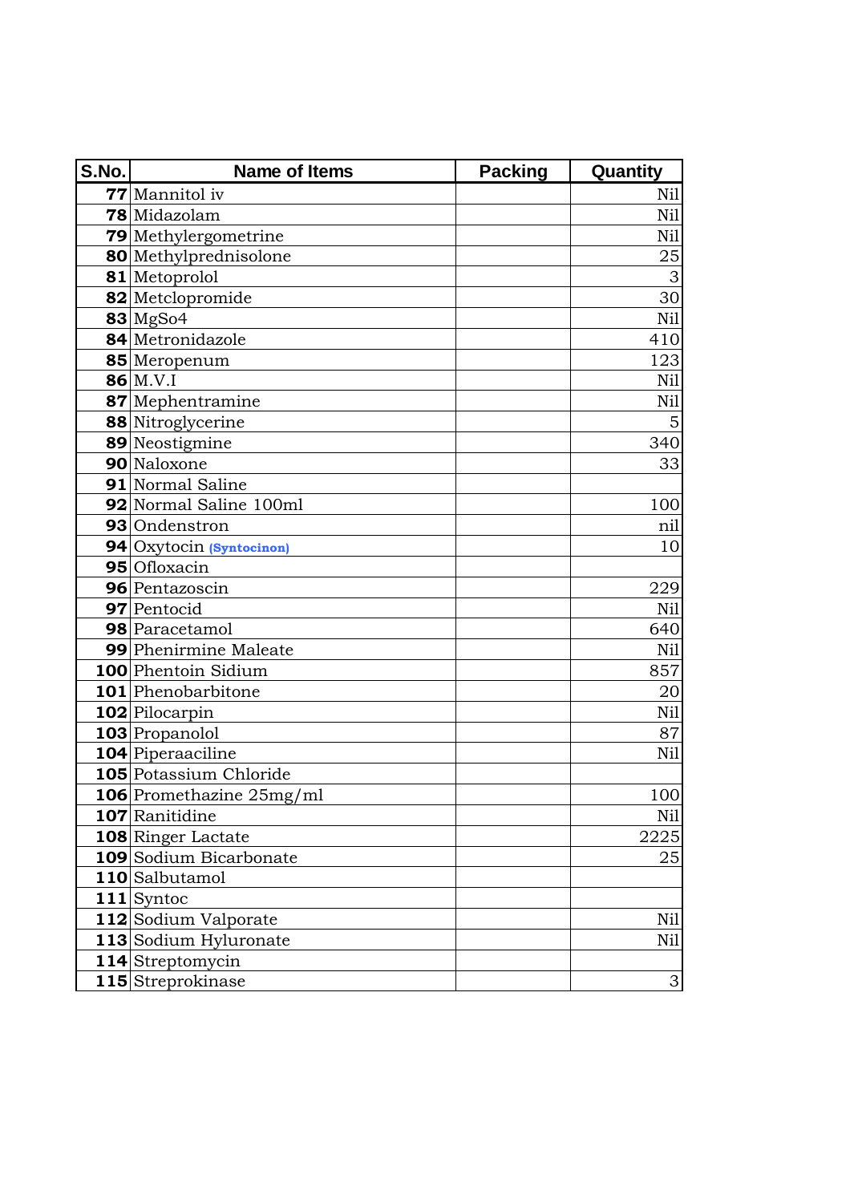| S.No. | Name of Items | Packing | Quantity |
|---|---|---|---|
| **77** | Mannitol iv | | Nil |
| **78** | Midazolam | | Nil |
| **79** | Methylergometrine | | Nil |
| **80** | Methylprednisolone | | 25 |
| **81** | Metoprolol | | 3 |
| **82** | Metclopromide | | 30 |
| **83** | MgSo4 | | Nil |
| **84** | Metronidazole | | 410 |
| **85** | Meropenum | | 123 |
| **86** | M.V.I | | Nil |
| **87** | Mephentramine | | Nil |
| **88** | Nitroglycerine | | 5 |
| **89** | Neostigmine | | 340 |
| **90** | Naloxone | | 33 |
| **91** | Normal Saline | | |
| **92** | Normal Saline 100ml | | 100 |
| **93** | Ondenstron | | nil |
| **94** | Oxytocin **(Syntocinon)** | | 10 |
| **95** | Ofloxacin | | |
| **96** | Pentazoscin | | 229 |
| **97** | Pentocid | | Nil |
| **98** | Paracetamol | | 640 |
| **99** | Phenirmine Maleate | | Nil |
| **100** | Phentoin Sidium | | 857 |
| **101** | Phenobarbitone | | 20 |
| **102** | Pilocarpin | | Nil |
| **103** | Propanolol | | 87 |
| **104** | Piperaaciline | | Nil |
| **105** | Potassium Chloride | | |
| **106** | Promethazine 25mg/ml | | 100 |
| **107** | Ranitidine | | Nil |
| **108** | Ringer Lactate | | 2225 |
| **109** | Sodium Bicarbonate | | 25 |
| **110** | Salbutamol | | |
| **111** | Syntoc | | |
| **112** | Sodium Valporate | | Nil |
| **113** | Sodium Hyluronate | | Nil |
| **114** | Streptomycin | | |
| **115** | Streprokinase | | 3 |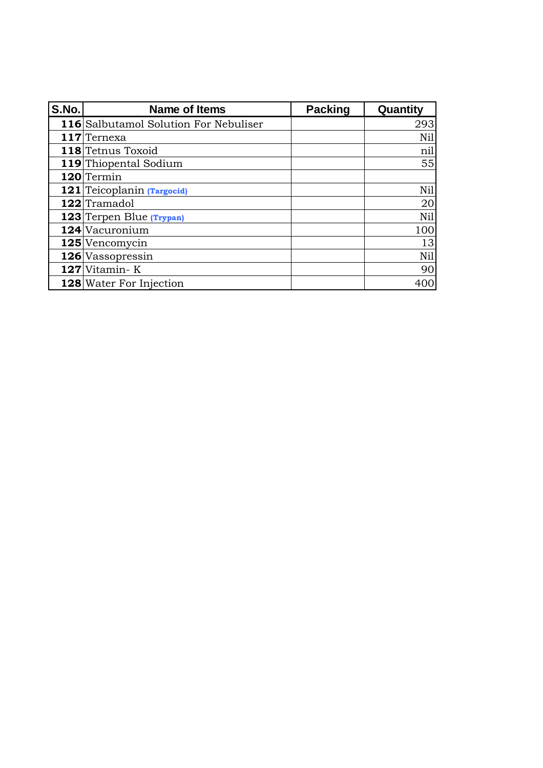| S.No. | Name of Items | Packing | Quantity |
|---|---|---|---|
| **116** | Salbutamol Solution For Nebuliser | | 293 |
| **117** | Ternexa | | Nil |
| **118** | Tetnus Toxoid | | nil |
| **119** | Thiopental Sodium | | 55 |
| **120** | Termin | | |
| **121** | Teicoplanin **(Targocid)** | | Nil |
| **122** | Tramadol | | 20 |
| **123** | Terpen Blue **(Trypan)** | | Nil |
| **124** | Vacuronium | | 100 |
| **125** | Vencomycin | | 13 |
| **126** | Vassopressin | | Nil |
| **127** | Vitamin- K | | 90 |
| **128** | Water For Injection | | 400 |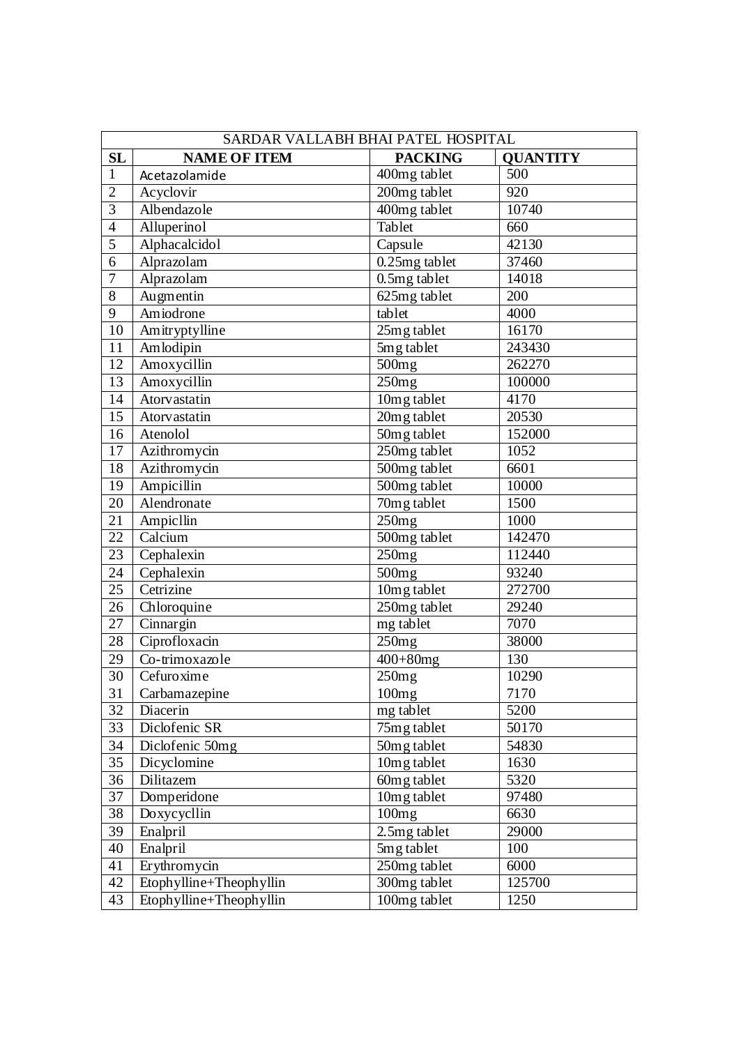| SARDAR VALLABH BHAI PATEL HOSPITAL | | | |
|---|---|---|---|
| **SL** | **NAME OF ITEM** | **PACKING** | **QUANTITY** |
| 1 | Acetazolamide | 400mg tablet | 500 |
| 2 | Acyclovir | 200mg tablet | 920 |
| 3 | Albendazole | 400mg tablet | 10740 |
| 4 | Alluperinol | Tablet | 660 |
| 5 | Alphacalcidol | Capsule | 42130 |
| 6 | Alprazolam | 0.25mg tablet | 37460 |
| 7 | Alprazolam | 0.5mg tablet | 14018 |
| 8 | Augmentin | 625mg tablet | 200 |
| 9 | Amiodrone | tablet | 4000 |
| 10 | Amitryptylline | 25mg tablet | 16170 |
| 11 | Amlodipin | 5mg tablet | 243430 |
| 12 | Amoxycillin | 500mg | 262270 |
| 13 | Amoxycillin | 250mg | 100000 |
| 14 | Atorvastatin | 10mg tablet | 4170 |
| 15 | Atorvastatin | 20mg tablet | 20530 |
| 16 | Atenolol | 50mg tablet | 152000 |
| 17 | Azithromycin | 250mg tablet | 1052 |
| 18 | Azithromycin | 500mg tablet | 6601 |
| 19 | Ampicillin | 500mg tablet | 10000 |
| 20 | Alendronate | 70mg tablet | 1500 |
| 21 | Ampicllin | 250mg | 1000 |
| 22 | Calcium | 500mg tablet | 142470 |
| 23 | Cephalexin | 250mg | 112440 |
| 24 | Cephalexin | 500mg | 93240 |
| 25 | Cetrizine | 10mg tablet | 272700 |
| 26 | Chloroquine | 250mg tablet | 29240 |
| 27 | Cinnargin | mg tablet | 7070 |
| 28 | Ciprofloxacin | 250mg | 38000 |
| 29 | Co-trimoxazole | 400+80mg | 130 |
| 30 | Cefuroxime | 250mg | 10290 |
| 31 | Carbamazepine | 100mg | 7170 |
| 32 | Diacerin | mg tablet | 5200 |
| 33 | Diclofenic SR | 75mg tablet | 50170 |
| 34 | Diclofenic 50mg | 50mg tablet | 54830 |
| 35 | Dicyclomine | 10mg tablet | 1630 |
| 36 | Dilitazem | 60mg tablet | 5320 |
| 37 | Domperidone | 10mg tablet | 97480 |
| 38 | Doxycycllin | 100mg | 6630 |
| 39 | Enalpril | 2.5mg tablet | 29000 |
| 40 | Enalpril | 5mg tablet | 100 |
| 41 | Erythromycin | 250mg tablet | 6000 |
| 42 | Etophylline+Theophyllin | 300mg tablet | 125700 |
| 43 | Etophylline+Theophyllin | 100mg tablet | 1250 |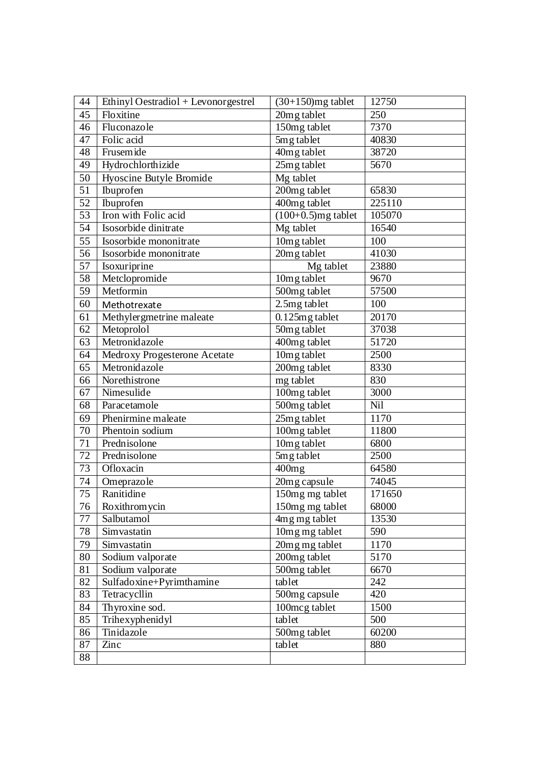| | | | |
|---|---|---|---|
| 44 | Ethinyl Oestradiol + Levonorgestrel | (30+150)mg tablet | 12750 |
| 45 | Floxitine | 20mg tablet | 250 |
| 46 | Fluconazole | 150mg tablet | 7370 |
| 47 | Folic acid | 5mg tablet | 40830 |
| 48 | Frusemide | 40mg tablet | 38720 |
| 49 | Hydrochlorthizide | 25mg tablet | 5670 |
| 50 | Hyoscine Butyle Bromide | Mg tablet | |
| 51 | Ibuprofen | 200mg tablet | 65830 |
| 52 | Ibuprofen | 400mg tablet | 225110 |
| 53 | Iron with Folic acid | (100+0.5)mg tablet | 105070 |
| 54 | Isosorbide dinitrate | Mg tablet | 16540 |
| 55 | Isosorbide mononitrate | 10mg tablet | 100 |
| 56 | Isosorbide mononitrate | 20mg tablet | 41030 |
| 57 | Isoxuriprine | Mg tablet | 23880 |
| 58 | Metclopromide | 10mg tablet | 9670 |
| 59 | Metformin | 500mg tablet | 57500 |
| 60 | Methotrexate | 2.5mg tablet | 100 |
| 61 | Methylergmetrine maleate | 0.125mg tablet | 20170 |
| 62 | Metoprolol | 50mg tablet | 37038 |
| 63 | Metronidazole | 400mg tablet | 51720 |
| 64 | Medroxy Progesterone Acetate | 10mg tablet | 2500 |
| 65 | Metronidazole | 200mg tablet | 8330 |
| 66 | Norethistrone | mg tablet | 830 |
| 67 | Nimesulide | 100mg tablet | 3000 |
| 68 | Paracetamole | 500mg tablet | Nil |
| 69 | Phenirmine maleate | 25mg tablet | 1170 |
| 70 | Phentoin sodium | 100mg tablet | 11800 |
| 71 | Prednisolone | 10mg tablet | 6800 |
| 72 | Prednisolone | 5mg tablet | 2500 |
| 73 | Ofloxacin | 400mg | 64580 |
| 74 | Omeprazole | 20mg capsule | 74045 |
| 75 | Ranitidine | 150mg mg tablet | 171650 |
| 76 | Roxithromycin | 150mg mg tablet | 68000 |
| 77 | Salbutamol | 4mg mg tablet | 13530 |
| 78 | Simvastatin | 10mg mg tablet | 590 |
| 79 | Simvastatin | 20mg mg tablet | 1170 |
| 80 | Sodium valporate | 200mg tablet | 5170 |
| 81 | Sodium valporate | 500mg tablet | 6670 |
| 82 | Sulfadoxine+Pyrimthamine | tablet | 242 |
| 83 | Tetracycllin | 500mg capsule | 420 |
| 84 | Thyroxine sod. | 100mcg tablet | 1500 |
| 85 | Trihexyphenidyl | tablet | 500 |
| 86 | Tinidazole | 500mg tablet | 60200 |
| 87 | Zinc | tablet | 880 |
| 88 | | | |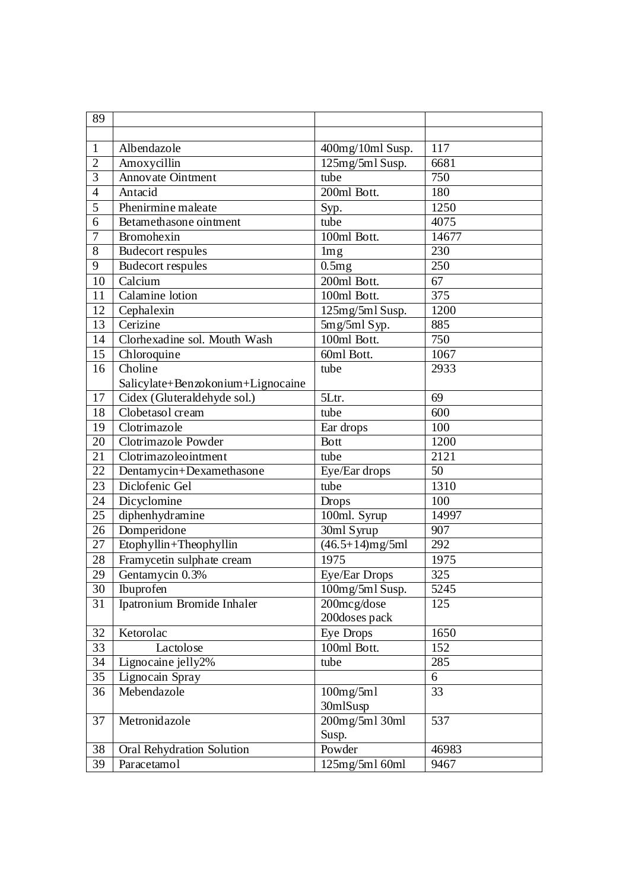| | | | |
|---|---|---|---|
| 89 | | | |
| | | | |
| 1 | Albendazole | 400mg/10ml Susp. | 117 |
| 2 | Amoxycillin | 125mg/5ml Susp. | 6681 |
| 3 | Annovate Ointment | tube | 750 |
| 4 | Antacid | 200ml Bott. | 180 |
| 5 | Phenirmine maleate | Syp. | 1250 |
| 6 | Betamethasone ointment | tube | 4075 |
| 7 | Bromohexin | 100ml Bott. | 14677 |
| 8 | Budecort respules | 1mg | 230 |
| 9 | Budecort respules | 0.5mg | 250 |
| 10 | Calcium | 200ml Bott. | 67 |
| 11 | Calamine lotion | 100ml Bott. | 375 |
| 12 | Cephalexin | 125mg/5ml Susp. | 1200 |
| 13 | Cerizine | 5mg/5ml Syp. | 885 |
| 14 | Clorhexadine sol. Mouth Wash | 100ml Bott. | 750 |
| 15 | Chloroquine | 60ml Bott. | 1067 |
| 16 | Choline Salicylate+Benzokonium+Lignocaine | tube | 2933 |
| 17 | Cidex (Gluteraldehyde sol.) | 5Ltr. | 69 |
| 18 | Clobetasol cream | tube | 600 |
| 19 | Clotrimazole | Ear drops | 100 |
| 20 | Clotrimazole Powder | Bott | 1200 |
| 21 | Clotrimazoleointment | tube | 2121 |
| 22 | Dentamycin+Dexamethasone | Eye/Ear drops | 50 |
| 23 | Diclofenic Gel | tube | 1310 |
| 24 | Dicyclomine | Drops | 100 |
| 25 | diphenhydramine | 100ml. Syrup | 14997 |
| 26 | Domperidone | 30ml Syrup | 907 |
| 27 | Etophyllin+Theophyllin | (46.5+14)mg/5ml | 292 |
| 28 | Framycetin sulphate cream | 1975 | 1975 |
| 29 | Gentamycin 0.3% | Eye/Ear Drops | 325 |
| 30 | Ibuprofen | 100mg/5ml Susp. | 5245 |
| 31 | Ipatronium Bromide Inhaler | 200mcg/dose 200doses pack | 125 |
| 32 | Ketorolac | Eye Drops | 1650 |
| 33 | Lactolose | 100ml Bott. | 152 |
| 34 | Lignocaine jelly2% | tube | 285 |
| 35 | Lignocain Spray | | 6 |
| 36 | Mebendazole | 100mg/5ml 30mlSusp | 33 |
| 37 | Metronidazole | 200mg/5ml 30ml Susp. | 537 |
| 38 | Oral Rehydration Solution | Powder | 46983 |
| 39 | Paracetamol | 125mg/5ml 60ml | 9467 |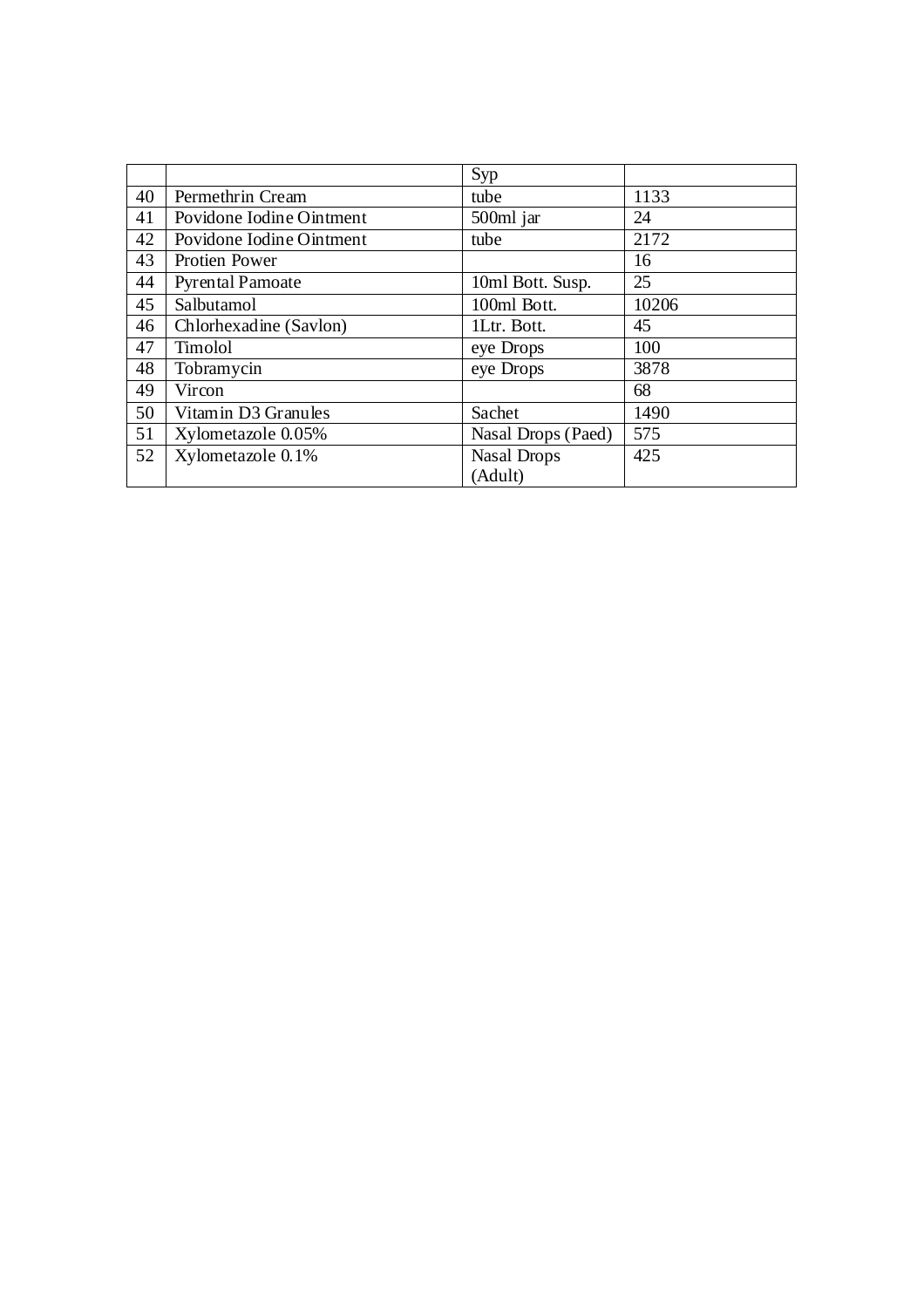| | | Syp | |
|---|---|---|---|
| 40 | Permethrin Cream | tube | 1133 |
| 41 | Povidone Iodine Ointment | 500ml jar | 24 |
| 42 | Povidone Iodine Ointment | tube | 2172 |
| 43 | Protien Power | | 16 |
| 44 | Pyrental Pamoate | 10ml Bott. Susp. | 25 |
| 45 | Salbutamol | 100ml Bott. | 10206 |
| 46 | Chlorhexadine (Savlon) | 1Ltr. Bott. | 45 |
| 47 | Timolol | eye Drops | 100 |
| 48 | Tobramycin | eye Drops | 3878 |
| 49 | Vircon | | 68 |
| 50 | Vitamin D3 Granules | Sachet | 1490 |
| 51 | Xylometazole 0.05% | Nasal Drops (Paed) | 575 |
| 52 | Xylometazole 0.1% | Nasal Drops (Adult) | 425 |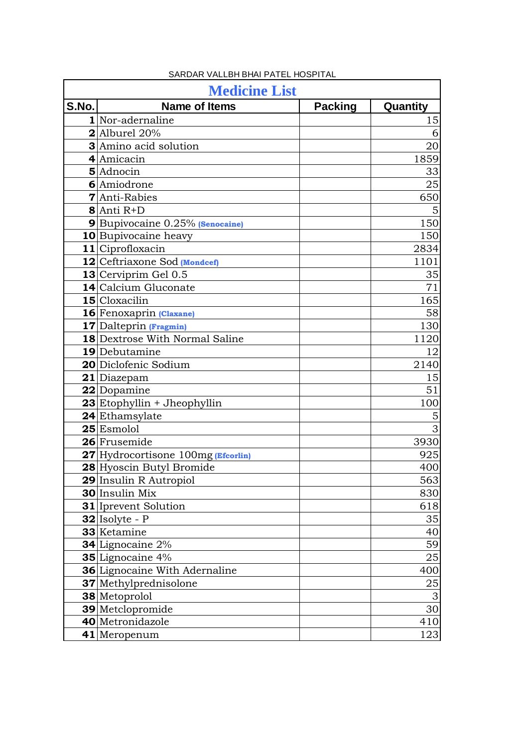SARDAR VALLBH BHAI PATEL HOSPITAL

# Medicine List

| S.No. | Name of Items | Packing | Quantity |
|---|---|---|---|
| 1 | Nor-adernaline | | 15 |
| 2 | Alburel 20% | | 6 |
| 3 | Amino acid solution | | 20 |
| 4 | Amicacin | | 1859 |
| 5 | Adnocin | | 33 |
| 6 | Amiodrone | | 25 |
| 7 | Anti-Rabies | | 650 |
| 8 | Anti R+D | | 5 |
| 9 | Bupivocaine 0.25% **(Senocaine)** | | 150 |
| 10 | Bupivocaine heavy | | 150 |
| 11 | Ciprofloxacin | | 2834 |
| 12 | Ceftriaxone Sod **(Mondcef)** | | 1101 |
| 13 | Cerviprim Gel 0.5 | | 35 |
| 14 | Calcium Gluconate | | 71 |
| 15 | Cloxacilin | | 165 |
| 16 | Fenoxaprin **(Claxane)** | | 58 |
| 17 | Dalteprin **(Fragmin)** | | 130 |
| 18 | Dextrose With Normal Saline | | 1120 |
| 19 | Debutamine | | 12 |
| 20 | Diclofenic Sodium | | 2140 |
| 21 | Diazepam | | 15 |
| 22 | Dopamine | | 51 |
| 23 | Etophyllin + Jheophyllin | | 100 |
| 24 | Ethamsylate | | 5 |
| 25 | Esmolol | | 3 |
| 26 | Frusemide | | 3930 |
| 27 | Hydrocortisone 100mg **(Efcorlin)** | | 925 |
| 28 | Hyoscin Butyl Bromide | | 400 |
| 29 | Insulin R Autropiol | | 563 |
| 30 | Insulin Mix | | 830 |
| 31 | Iprevent Solution | | 618 |
| 32 | Isolyte - P | | 35 |
| 33 | Ketamine | | 40 |
| 34 | Lignocaine 2% | | 59 |
| 35 | Lignocaine 4% | | 25 |
| 36 | Lignocaine With Adernaline | | 400 |
| 37 | Methylprednisolone | | 25 |
| 38 | Metoprolol | | 3 |
| 39 | Metclopromide | | 30 |
| 40 | Metronidazole | | 410 |
| 41 | Meropenum | | 123 |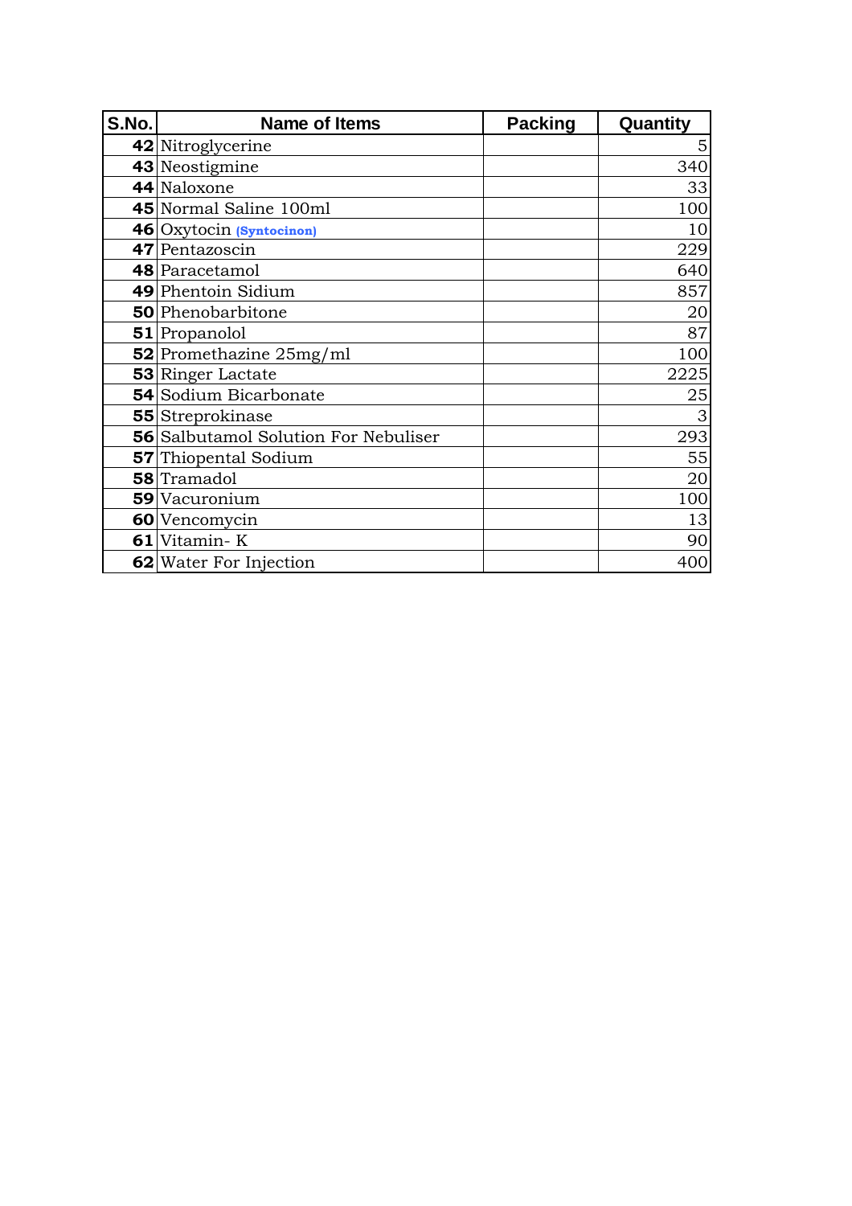| S.No. | Name of Items | Packing | Quantity |
|---|---|---|---|
| **42** | Nitroglycerine | | 5 |
| **43** | Neostigmine | | 340 |
| **44** | Naloxone | | 33 |
| **45** | Normal Saline 100ml | | 100 |
| **46** | Oxytocin **(Syntocinon)** | | 10 |
| **47** | Pentazoscin | | 229 |
| **48** | Paracetamol | | 640 |
| **49** | Phentoin Sidium | | 857 |
| **50** | Phenobarbitone | | 20 |
| **51** | Propanolol | | 87 |
| **52** | Promethazine 25mg/ml | | 100 |
| **53** | Ringer Lactate | | 2225 |
| **54** | Sodium Bicarbonate | | 25 |
| **55** | Streprokinase | | 3 |
| **56** | Salbutamol Solution For Nebuliser | | 293 |
| **57** | Thiopental Sodium | | 55 |
| **58** | Tramadol | | 20 |
| **59** | Vacuronium | | 100 |
| **60** | Vencomycin | | 13 |
| **61** | Vitamin- K | | 90 |
| **62** | Water For Injection | | 400 |